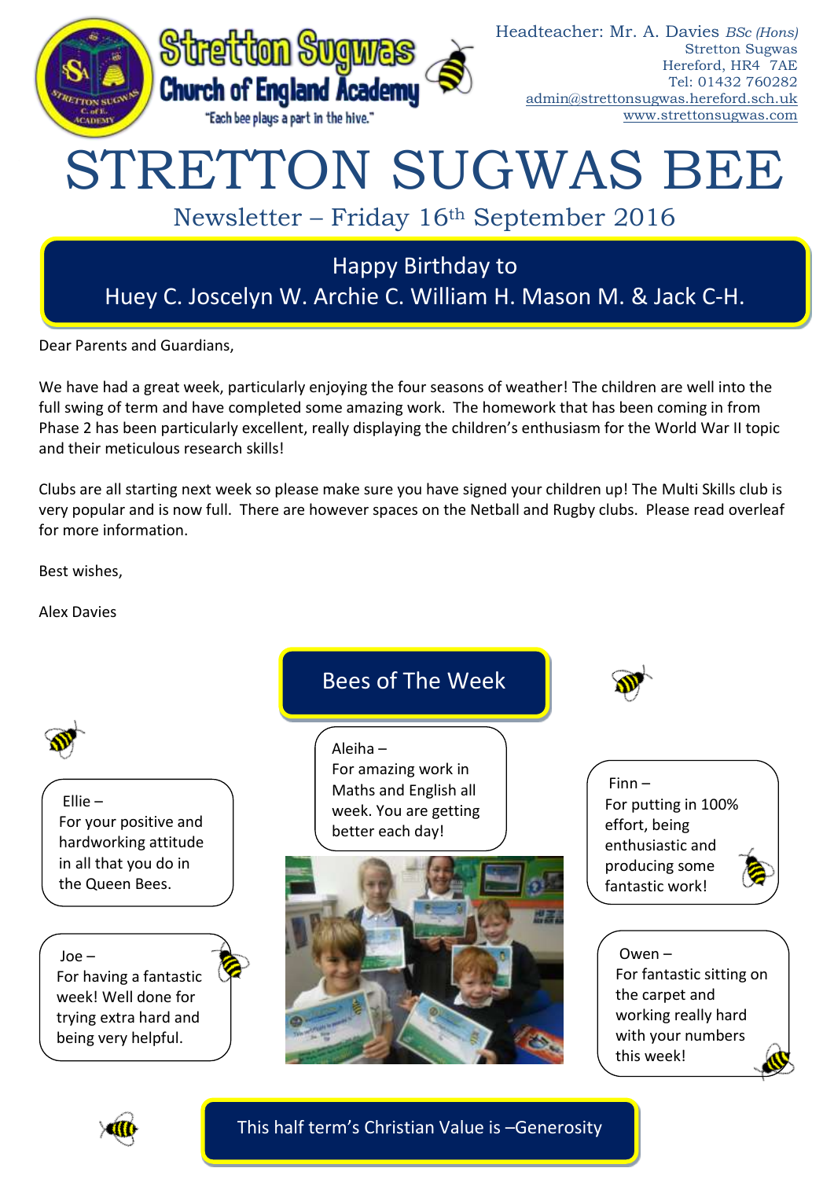Stretton Sugwas Church of England Academy

"Each bee plays a part in the hive."

Headteacher: Mr. A. Davies *BSc (Hons)*
Stretton Sugwas
Hereford, HR4 7AE
Tel: 01432 760282
admin@strettonsugwas.hereford.sch.uk
www.strettonsugwas.com

# STRETTON SUGWAS BEE

## Newsletter – Friday 16th September 2016

**Happy Birthday to**
**Huey C. Joscelyn W. Archie C. William H. Mason M. & Jack C-H.**

Dear Parents and Guardians,

We have had a great week, particularly enjoying the four seasons of weather! The children are well into the full swing of term and have completed some amazing work. The homework that has been coming in from Phase 2 has been particularly excellent, really displaying the children's enthusiasm for the World War II topic and their meticulous research skills!

Clubs are all starting next week so please make sure you have signed your children up! The Multi Skills club is very popular and is now full. There are however spaces on the Netball and Rugby clubs. Please read overleaf for more information.

Best wishes,

Alex Davies

## Bees of The Week

Ellie – For your positive and hardworking attitude in all that you do in the Queen Bees.

Joe – For having a fantastic week! Well done for trying extra hard and being very helpful.

Aleiha – For amazing work in Maths and English all week. You are getting better each day!

Finn – For putting in 100% effort, being enthusiastic and producing some fantastic work!

Owen – For fantastic sitting on the carpet and working really hard with your numbers this week!

**This half term's Christian Value is –Generosity**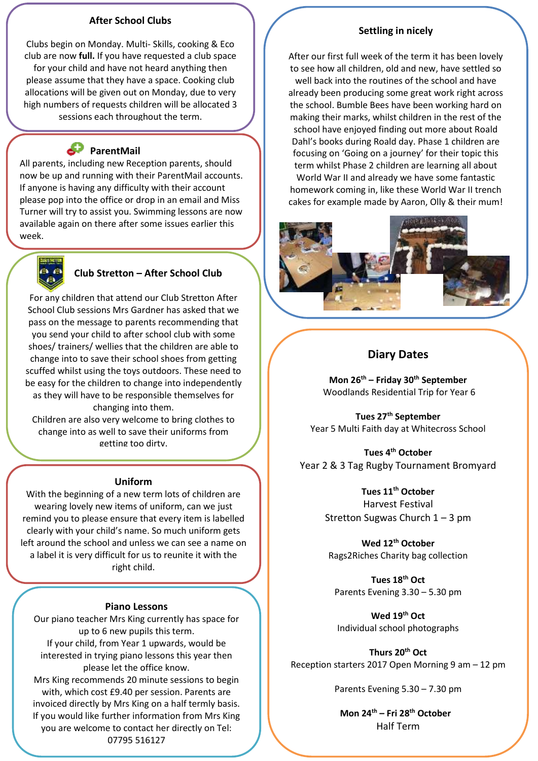## After School Clubs

Clubs begin on Monday. Multi- Skills, cooking & Eco club are now **full.** If you have requested a club space for your child and have not heard anything then please assume that they have a space. Cooking club allocations will be given out on Monday, due to very high numbers of requests children will be allocated 3 sessions each throughout the term.

## ParentMail

All parents, including new Reception parents, should now be up and running with their ParentMail accounts. If anyone is having any difficulty with their account please pop into the office or drop in an email and Miss Turner will try to assist you. Swimming lessons are now available again on there after some issues earlier this week.

## Club Stretton – After School Club

For any children that attend our Club Stretton After School Club sessions Mrs Gardner has asked that we pass on the message to parents recommending that you send your child to after school club with some shoes/ trainers/ wellies that the children are able to change into to save their school shoes from getting scuffed whilst using the toys outdoors. These need to be easy for the children to change into independently as they will have to be responsible themselves for changing into them.

Children are also very welcome to bring clothes to change into as well to save their uniforms from getting too dirty.

## Uniform

With the beginning of a new term lots of children are wearing lovely new items of uniform, can we just remind you to please ensure that every item is labelled clearly with your child's name. So much uniform gets left around the school and unless we can see a name on a label it is very difficult for us to reunite it with the right child.

## Piano Lessons

Our piano teacher Mrs King currently has space for up to 6 new pupils this term.

If your child, from Year 1 upwards, would be interested in trying piano lessons this year then please let the office know.

Mrs King recommends 20 minute sessions to begin with, which cost £9.40 per session. Parents are invoiced directly by Mrs King on a half termly basis. If you would like further information from Mrs King you are welcome to contact her directly on Tel: 07795 516127

## Settling in nicely

After our first full week of the term it has been lovely to see how all children, old and new, have settled so well back into the routines of the school and have already been producing some great work right across the school. Bumble Bees have been working hard on making their marks, whilst children in the rest of the school have enjoyed finding out more about Roald Dahl's books during Roald day. Phase 1 children are focusing on 'Going on a journey' for their topic this term whilst Phase 2 children are learning all about World War II and already we have some fantastic homework coming in, like these World War II trench cakes for example made by Aaron, Olly & their mum!

## Diary Dates

**Mon 26th – Friday 30th September**
Woodlands Residential Trip for Year 6

**Tues 27th September**
Year 5 Multi Faith day at Whitecross School

**Tues 4th October**
Year 2 & 3 Tag Rugby Tournament Bromyard

**Tues 11th October**
Harvest Festival
Stretton Sugwas Church 1 – 3 pm

**Wed 12th October**
Rags2Riches Charity bag collection

**Tues 18th Oct**
Parents Evening 3.30 – 5.30 pm

**Wed 19th Oct**
Individual school photographs

**Thurs 20th Oct**
Reception starters 2017 Open Morning 9 am – 12 pm

Parents Evening 5.30 – 7.30 pm

**Mon 24th – Fri 28th October**
Half Term